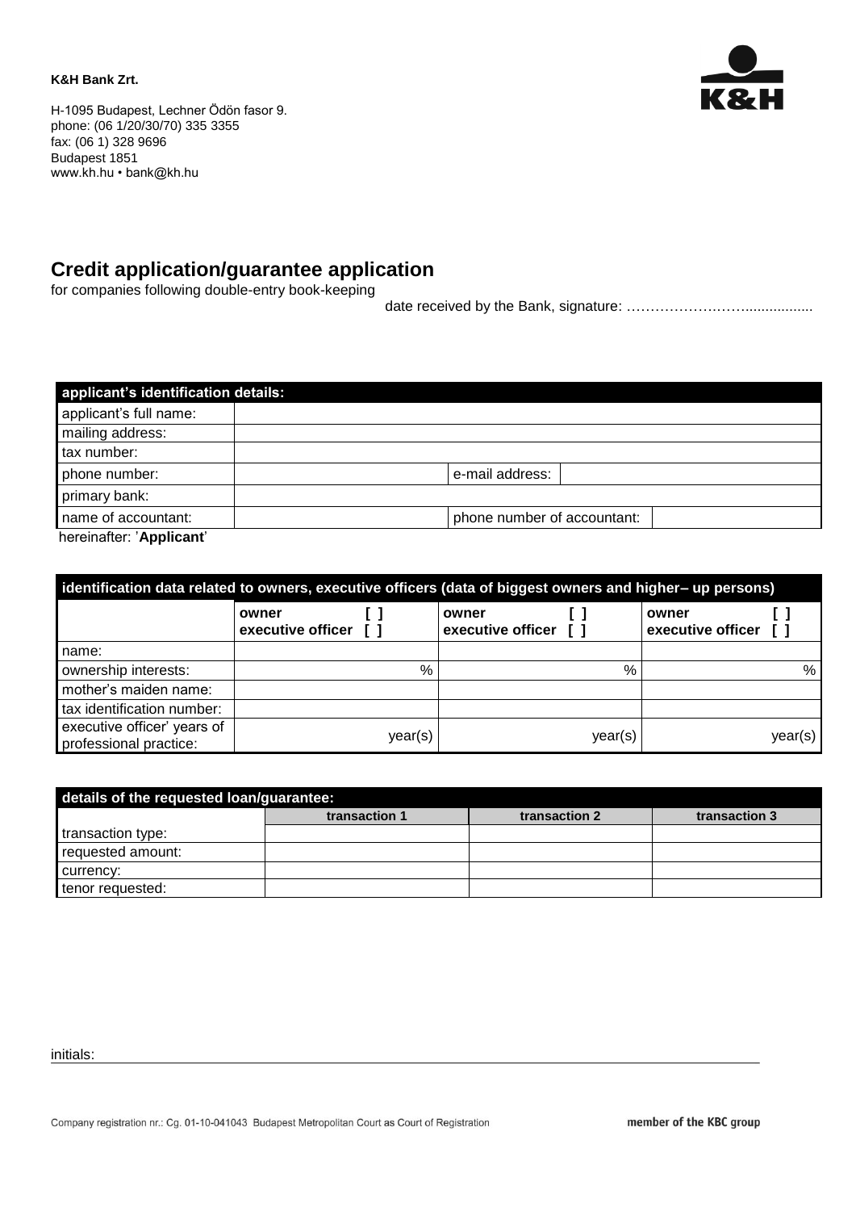**K&H Bank Zrt.**

H-1095 Budapest, Lechner Ödön fasor 9.
phone: (06 1/20/30/70) 335 3355
fax: (06 1) 328 9696
Budapest 1851
www.kh.hu • bank@kh.hu

# Credit application/guarantee application

for companies following double-entry book-keeping

date received by the Bank, signature: ………………….……................

| applicant's identification details: | | | |
|---|---|---|---|
| applicant's full name: | | | |
| mailing address: | | | |
| tax number: | | | |
| phone number: | | e-mail address: | |
| primary bank: | | | |
| name of accountant: | | phone number of accountant: | |

hereinafter: '**Applicant**'

| identification data related to owners, executive officers (data of biggest owners and higher– up persons) | | | |
|---|---|---|---|
| | **owner [ ]** **executive officer [ ]** | **owner [ ]** **executive officer [ ]** | **owner [ ]** **executive officer [ ]** |
| name: | | | |
| ownership interests: | % | % | % |
| mother's maiden name: | | | |
| tax identification number: | | | |
| executive officer' years of professional practice: | year(s) | year(s) | year(s) |

| details of the requested loan/guarantee: | | | |
|---|---|---|---|
| | **transaction 1** | **transaction 2** | **transaction 3** |
| transaction type: | | | |
| requested amount: | | | |
| currency: | | | |
| tenor requested: | | | |

initials:

Company registration nr.: Cg. 01-10-041043 Budapest Metropolitan Court as Court of Registration

member of the KBC group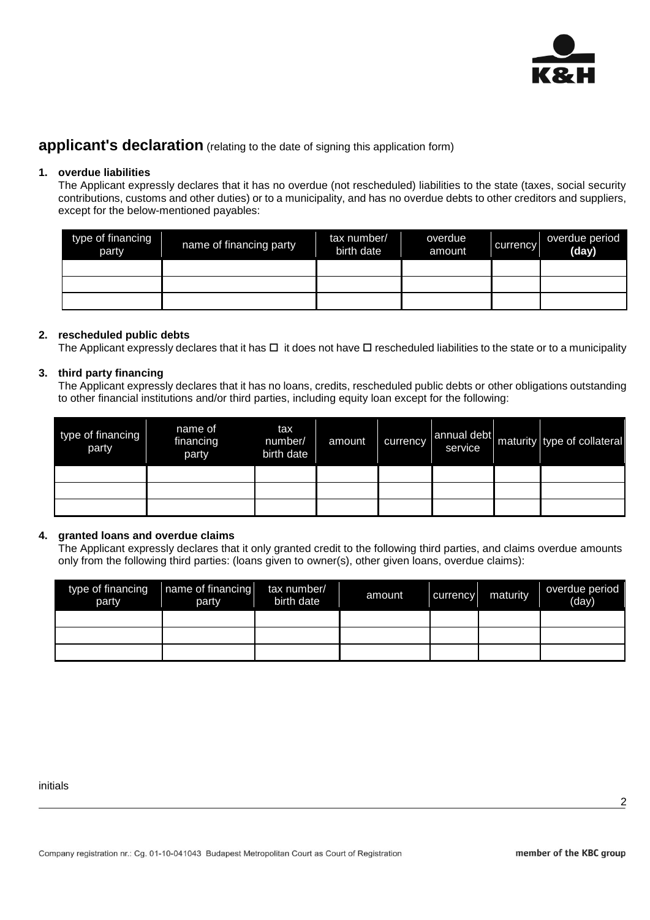## **applicant's declaration** (relating to the date of signing this application form)

1. **overdue liabilities**

   The Applicant expressly declares that it has no overdue (not rescheduled) liabilities to the state (taxes, social security contributions, customs and other duties) or to a municipality, and has no overdue debts to other creditors and suppliers, except for the below-mentioned payables:

| type of financing party | name of financing party | tax number/ birth date | overdue amount | currency | overdue period **(day)** |
|---|---|---|---|---|---|
| | | | | | |
| | | | | | |
| | | | | | |

2. **rescheduled public debts**

   The Applicant expressly declares that it has ☐ it does not have ☐ rescheduled liabilities to the state or to a municipality

3. **third party financing**

   The Applicant expressly declares that it has no loans, credits, rescheduled public debts or other obligations outstanding to other financial institutions and/or third parties, including equity loan except for the following:

| type of financing party | name of financing party | tax number/ birth date | amount | currency | annual debt service | maturity | type of collateral |
|---|---|---|---|---|---|---|---|
| | | | | | | | |
| | | | | | | | |
| | | | | | | | |

4. **granted loans and overdue claims**

   The Applicant expressly declares that it only granted credit to the following third parties, and claims overdue amounts only from the following third parties: (loans given to owner(s), other given loans, overdue claims):

| type of financing party | name of financing party | tax number/ birth date | amount | currency | maturity | overdue period (day) |
|---|---|---|---|---|---|---|
| | | | | | | |
| | | | | | | |
| | | | | | | |

initials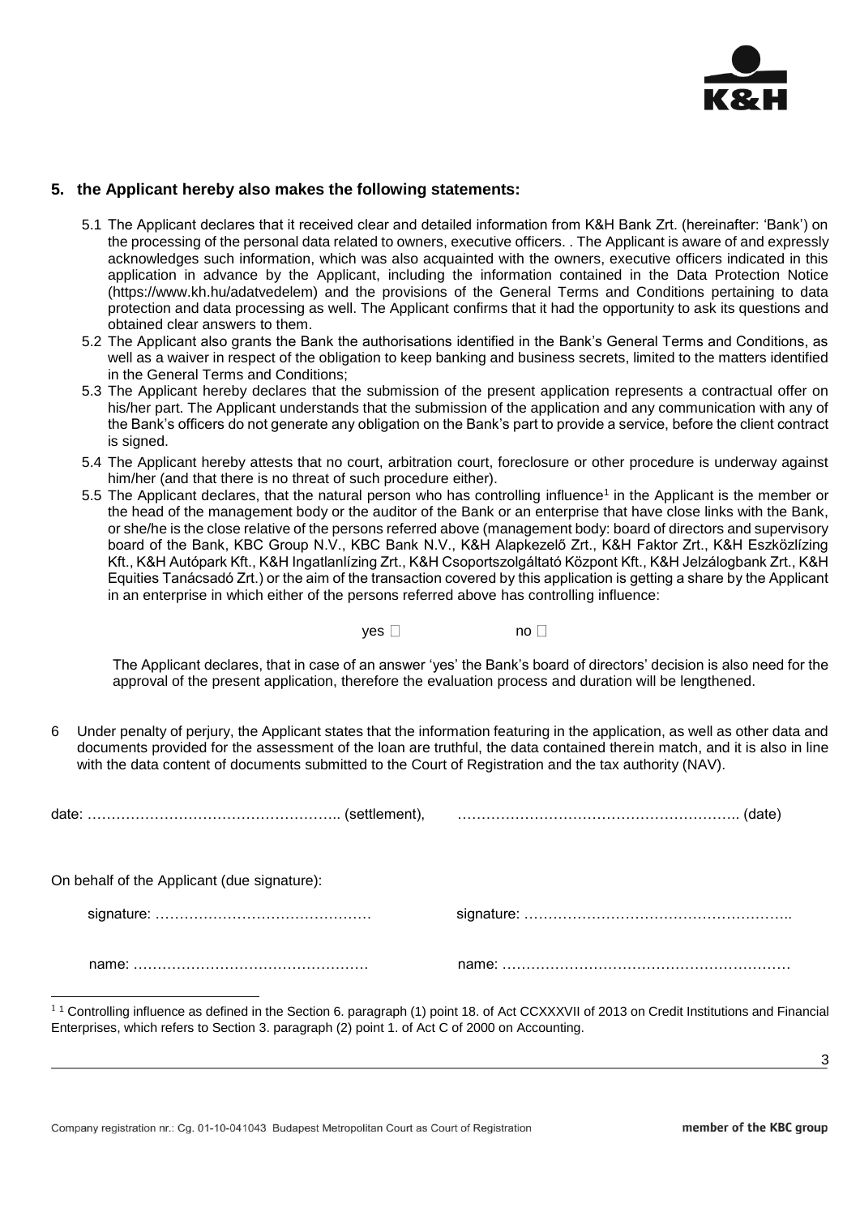## 5. the Applicant hereby also makes the following statements:

5.1 The Applicant declares that it received clear and detailed information from K&H Bank Zrt. (hereinafter: 'Bank') on the processing of the personal data related to owners, executive officers. . The Applicant is aware of and expressly acknowledges such information, which was also acquainted with the owners, executive officers indicated in this application in advance by the Applicant, including the information contained in the Data Protection Notice (https://www.kh.hu/adatvedelem) and the provisions of the General Terms and Conditions pertaining to data protection and data processing as well. The Applicant confirms that it had the opportunity to ask its questions and obtained clear answers to them.

5.2 The Applicant also grants the Bank the authorisations identified in the Bank's General Terms and Conditions, as well as a waiver in respect of the obligation to keep banking and business secrets, limited to the matters identified in the General Terms and Conditions;

5.3 The Applicant hereby declares that the submission of the present application represents a contractual offer on his/her part. The Applicant understands that the submission of the application and any communication with any of the Bank's officers do not generate any obligation on the Bank's part to provide a service, before the client contract is signed.

5.4 The Applicant hereby attests that no court, arbitration court, foreclosure or other procedure is underway against him/her (and that there is no threat of such procedure either).

5.5 The Applicant declares, that the natural person who has controlling influence[1] in the Applicant is the member or the head of the management body or the auditor of the Bank or an enterprise that have close links with the Bank, or she/he is the close relative of the persons referred above (management body: board of directors and supervisory board of the Bank, KBC Group N.V., KBC Bank N.V., K&H Alapkezelő Zrt., K&H Faktor Zrt., K&H Eszközlízing Kft., K&H Autópark Kft., K&H Ingatlanlízing Zrt., K&H Csoportszolgáltató Központ Kft., K&H Jelzálogbank Zrt., K&H Equities Tanácsadó Zrt.) or the aim of the transaction covered by this application is getting a share by the Applicant in an enterprise in which either of the persons referred above has controlling influence:

yes ☐ no ☐

The Applicant declares, that in case of an answer 'yes' the Bank's board of directors' decision is also need for the approval of the present application, therefore the evaluation process and duration will be lengthened.

6 Under penalty of perjury, the Applicant states that the information featuring in the application, as well as other data and documents provided for the assessment of the loan are truthful, the data contained therein match, and it is also in line with the data content of documents submitted to the Court of Registration and the tax authority (NAV).

date: …………………………………………….. (settlement), ………………………………………………….. (date)

On behalf of the Applicant (due signature):

signature: ……………………………………… signature: ………………………………………………..

name: ………………………………………… name: ……………………………………………………

[1] [1] Controlling influence as defined in the Section 6. paragraph (1) point 18. of Act CCXXXVII of 2013 on Credit Institutions and Financial Enterprises, which refers to Section 3. paragraph (2) point 1. of Act C of 2000 on Accounting.

Company registration nr.: Cg. 01-10-041043 Budapest Metropolitan Court as Court of Registration

member of the KBC group